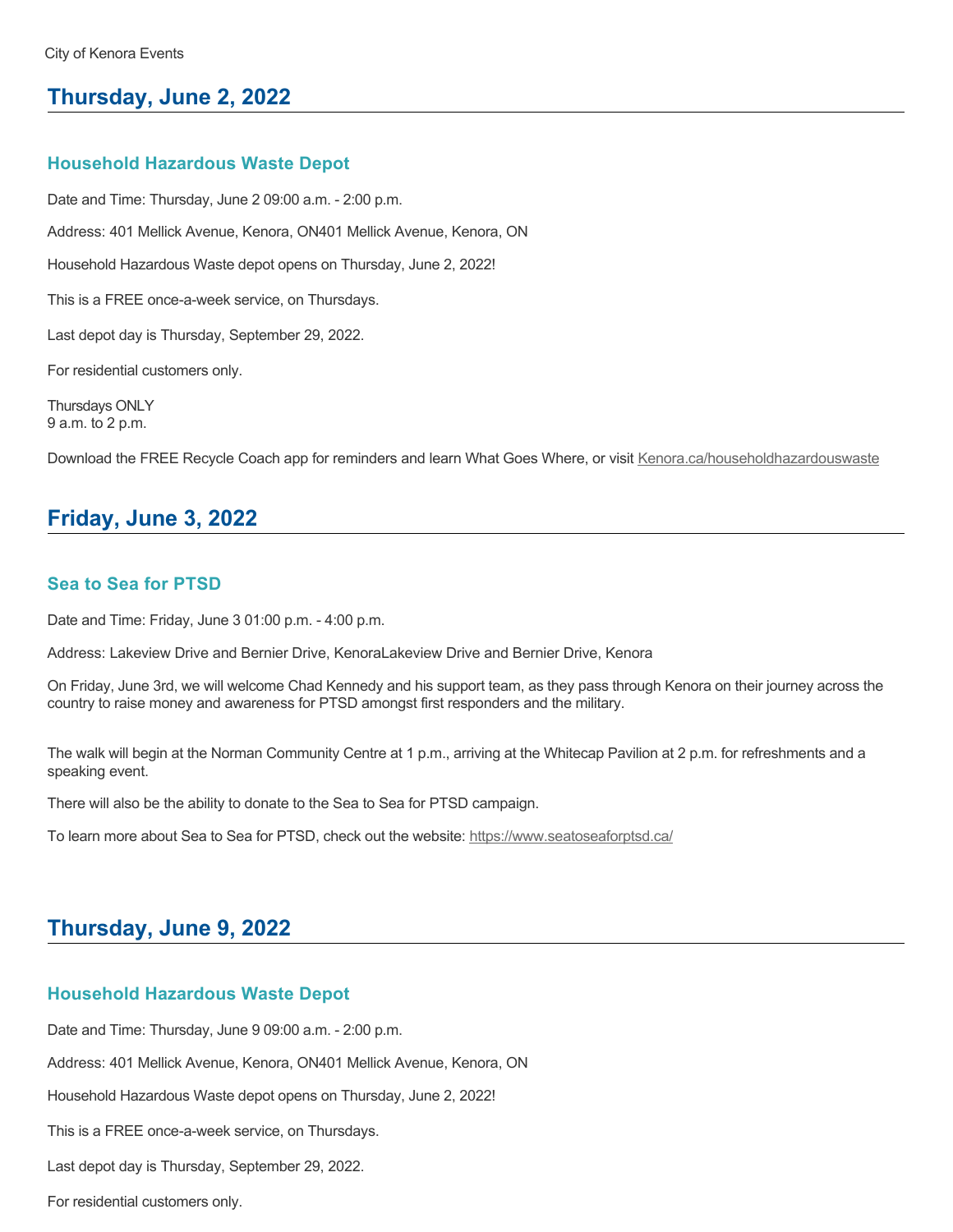City of Kenora Events

## Thursday, June 2, 2022

### Household Hazardous Waste Depot

Date and Time: Thursday, June 2 09:00 a.m. - 2:00 p.m.

Address: 401 Mellick Avenue, Kenora, ON401 Mellick Avenue, Kenora, ON

Household Hazardous Waste depot opens on Thursday, June 2, 2022!

This is a FREE once-a-week service, on Thursdays.

Last depot day is Thursday, September 29, 2022.

For residential customers only.

Thursdays ONLY
9 a.m. to 2 p.m.

Download the FREE Recycle Coach app for reminders and learn What Goes Where, or visit Kenora.ca/householdhazardouswaste

## Friday, June 3, 2022

### Sea to Sea for PTSD

Date and Time: Friday, June 3 01:00 p.m. - 4:00 p.m.

Address: Lakeview Drive and Bernier Drive, KenoraLakeview Drive and Bernier Drive, Kenora

On Friday, June 3rd, we will welcome Chad Kennedy and his support team, as they pass through Kenora on their journey across the country to raise money and awareness for PTSD amongst first responders and the military.

The walk will begin at the Norman Community Centre at 1 p.m., arriving at the Whitecap Pavilion at 2 p.m. for refreshments and a speaking event.

There will also be the ability to donate to the Sea to Sea for PTSD campaign.

To learn more about Sea to Sea for PTSD, check out the website: https://www.seatoseaforptsd.ca/

## Thursday, June 9, 2022

### Household Hazardous Waste Depot

Date and Time: Thursday, June 9 09:00 a.m. - 2:00 p.m.

Address: 401 Mellick Avenue, Kenora, ON401 Mellick Avenue, Kenora, ON

Household Hazardous Waste depot opens on Thursday, June 2, 2022!

This is a FREE once-a-week service, on Thursdays.

Last depot day is Thursday, September 29, 2022.

For residential customers only.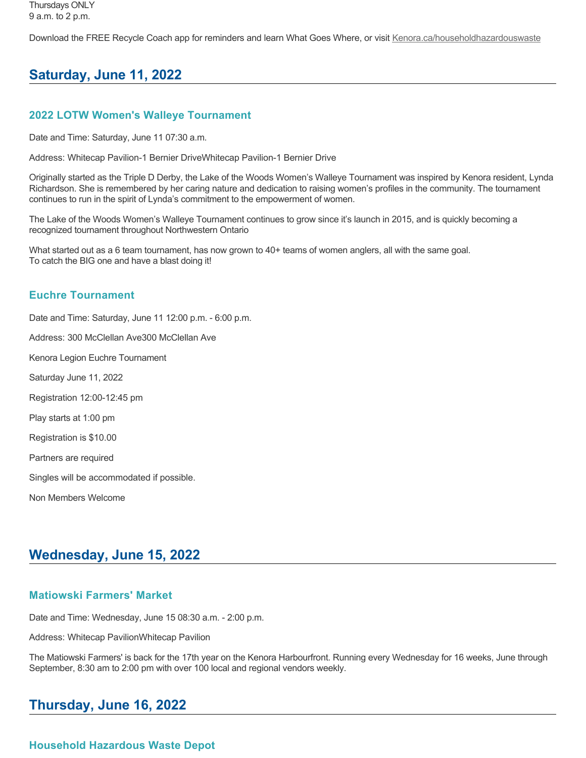Thursdays ONLY
9 a.m. to 2 p.m.

Download the FREE Recycle Coach app for reminders and learn What Goes Where, or visit Kenora.ca/householdhazardouswaste

## Saturday, June 11, 2022

### 2022 LOTW Women's Walleye Tournament

Date and Time: Saturday, June 11 07:30 a.m.

Address: Whitecap Pavilion-1 Bernier DriveWhitecap Pavilion-1 Bernier Drive

Originally started as the Triple D Derby, the Lake of the Woods Women's Walleye Tournament was inspired by Kenora resident, Lynda Richardson. She is remembered by her caring nature and dedication to raising women's profiles in the community. The tournament continues to run in the spirit of Lynda's commitment to the empowerment of women.

The Lake of the Woods Women's Walleye Tournament continues to grow since it's launch in 2015, and is quickly becoming a recognized tournament throughout Northwestern Ontario

What started out as a 6 team tournament, has now grown to 40+ teams of women anglers, all with the same goal.
To catch the BIG one and have a blast doing it!

### Euchre Tournament

Date and Time: Saturday, June 11 12:00 p.m. - 6:00 p.m.

Address: 300 McClellan Ave300 McClellan Ave

Kenora Legion Euchre Tournament

Saturday June 11, 2022

Registration 12:00-12:45 pm

Play starts at 1:00 pm

Registration is $10.00

Partners are required

Singles will be accommodated if possible.

Non Members Welcome

## Wednesday, June 15, 2022

### Matiowski Farmers' Market

Date and Time: Wednesday, June 15 08:30 a.m. - 2:00 p.m.

Address: Whitecap PavilionWhitecap Pavilion

The Matiowski Farmers' is back for the 17th year on the Kenora Harbourfront. Running every Wednesday for 16 weeks, June through September, 8:30 am to 2:00 pm with over 100 local and regional vendors weekly.

## Thursday, June 16, 2022

### Household Hazardous Waste Depot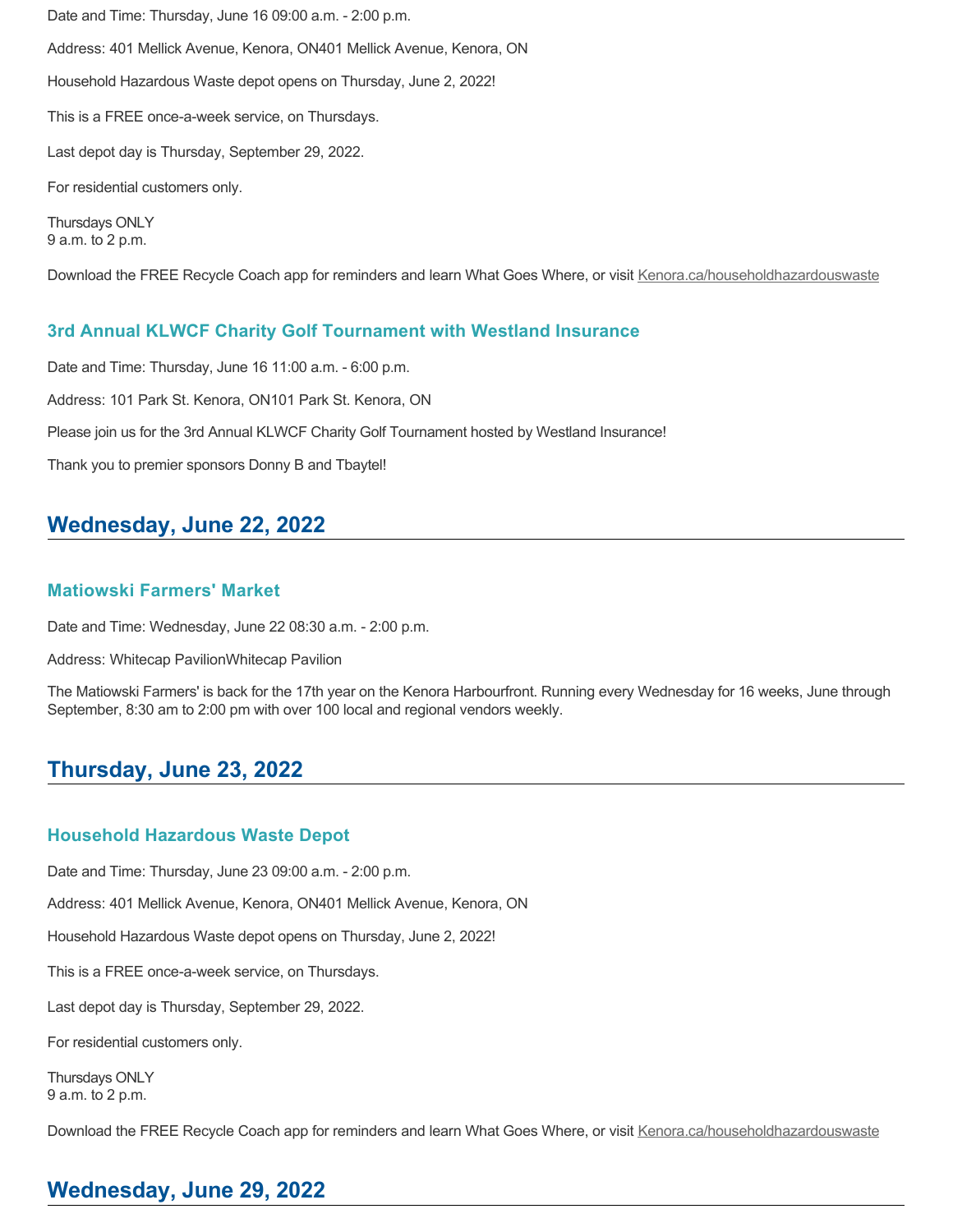Date and Time: Thursday, June 16 09:00 a.m. - 2:00 p.m.

Address: 401 Mellick Avenue, Kenora, ON401 Mellick Avenue, Kenora, ON

Household Hazardous Waste depot opens on Thursday, June 2, 2022!

This is a FREE once-a-week service, on Thursdays.

Last depot day is Thursday, September 29, 2022.

For residential customers only.

Thursdays ONLY
9 a.m. to 2 p.m.

Download the FREE Recycle Coach app for reminders and learn What Goes Where, or visit Kenora.ca/householdhazardouswaste

### 3rd Annual KLWCF Charity Golf Tournament with Westland Insurance

Date and Time: Thursday, June 16 11:00 a.m. - 6:00 p.m.

Address: 101 Park St. Kenora, ON101 Park St. Kenora, ON

Please join us for the 3rd Annual KLWCF Charity Golf Tournament hosted by Westland Insurance!

Thank you to premier sponsors Donny B and Tbaytel!

## Wednesday, June 22, 2022

### Matiowski Farmers' Market

Date and Time: Wednesday, June 22 08:30 a.m. - 2:00 p.m.

Address: Whitecap PavilionWhitecap Pavilion

The Matiowski Farmers' is back for the 17th year on the Kenora Harbourfront. Running every Wednesday for 16 weeks, June through September, 8:30 am to 2:00 pm with over 100 local and regional vendors weekly.

## Thursday, June 23, 2022

### Household Hazardous Waste Depot

Date and Time: Thursday, June 23 09:00 a.m. - 2:00 p.m.

Address: 401 Mellick Avenue, Kenora, ON401 Mellick Avenue, Kenora, ON

Household Hazardous Waste depot opens on Thursday, June 2, 2022!

This is a FREE once-a-week service, on Thursdays.

Last depot day is Thursday, September 29, 2022.

For residential customers only.

Thursdays ONLY
9 a.m. to 2 p.m.

Download the FREE Recycle Coach app for reminders and learn What Goes Where, or visit Kenora.ca/householdhazardouswaste

## Wednesday, June 29, 2022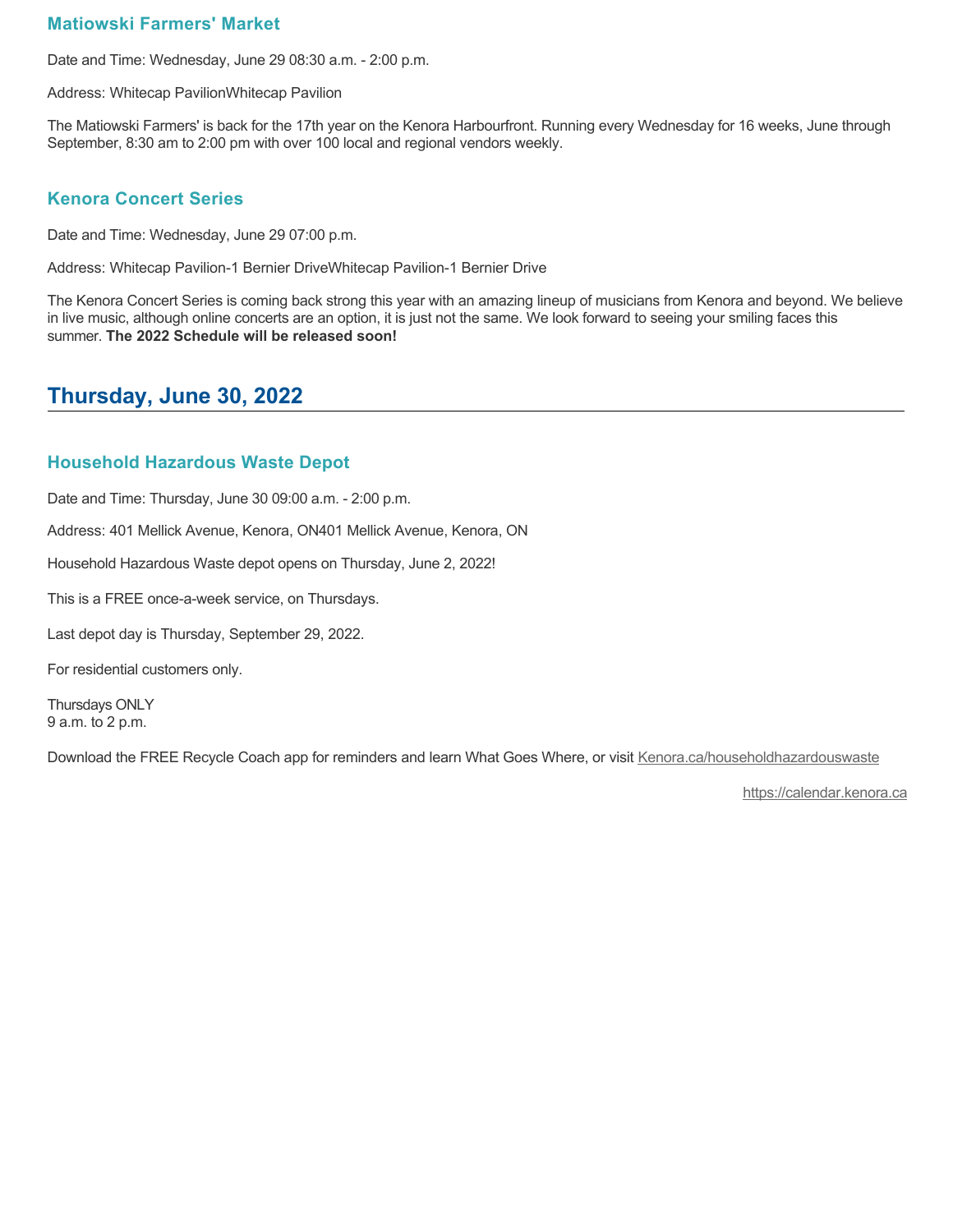### Matiowski Farmers' Market

Date and Time: Wednesday, June 29 08:30 a.m. - 2:00 p.m.

Address: Whitecap PavilionWhitecap Pavilion

The Matiowski Farmers' is back for the 17th year on the Kenora Harbourfront. Running every Wednesday for 16 weeks, June through September, 8:30 am to 2:00 pm with over 100 local and regional vendors weekly.

### Kenora Concert Series

Date and Time: Wednesday, June 29 07:00 p.m.

Address: Whitecap Pavilion-1 Bernier DriveWhitecap Pavilion-1 Bernier Drive

The Kenora Concert Series is coming back strong this year with an amazing lineup of musicians from Kenora and beyond. We believe in live music, although online concerts are an option, it is just not the same. We look forward to seeing your smiling faces this summer. **The 2022 Schedule will be released soon!**

## Thursday, June 30, 2022

### Household Hazardous Waste Depot

Date and Time: Thursday, June 30 09:00 a.m. - 2:00 p.m.

Address: 401 Mellick Avenue, Kenora, ON401 Mellick Avenue, Kenora, ON

Household Hazardous Waste depot opens on Thursday, June 2, 2022!

This is a FREE once-a-week service, on Thursdays.

Last depot day is Thursday, September 29, 2022.

For residential customers only.

Thursdays ONLY
9 a.m. to 2 p.m.

Download the FREE Recycle Coach app for reminders and learn What Goes Where, or visit Kenora.ca/householdhazardouswaste

https://calendar.kenora.ca